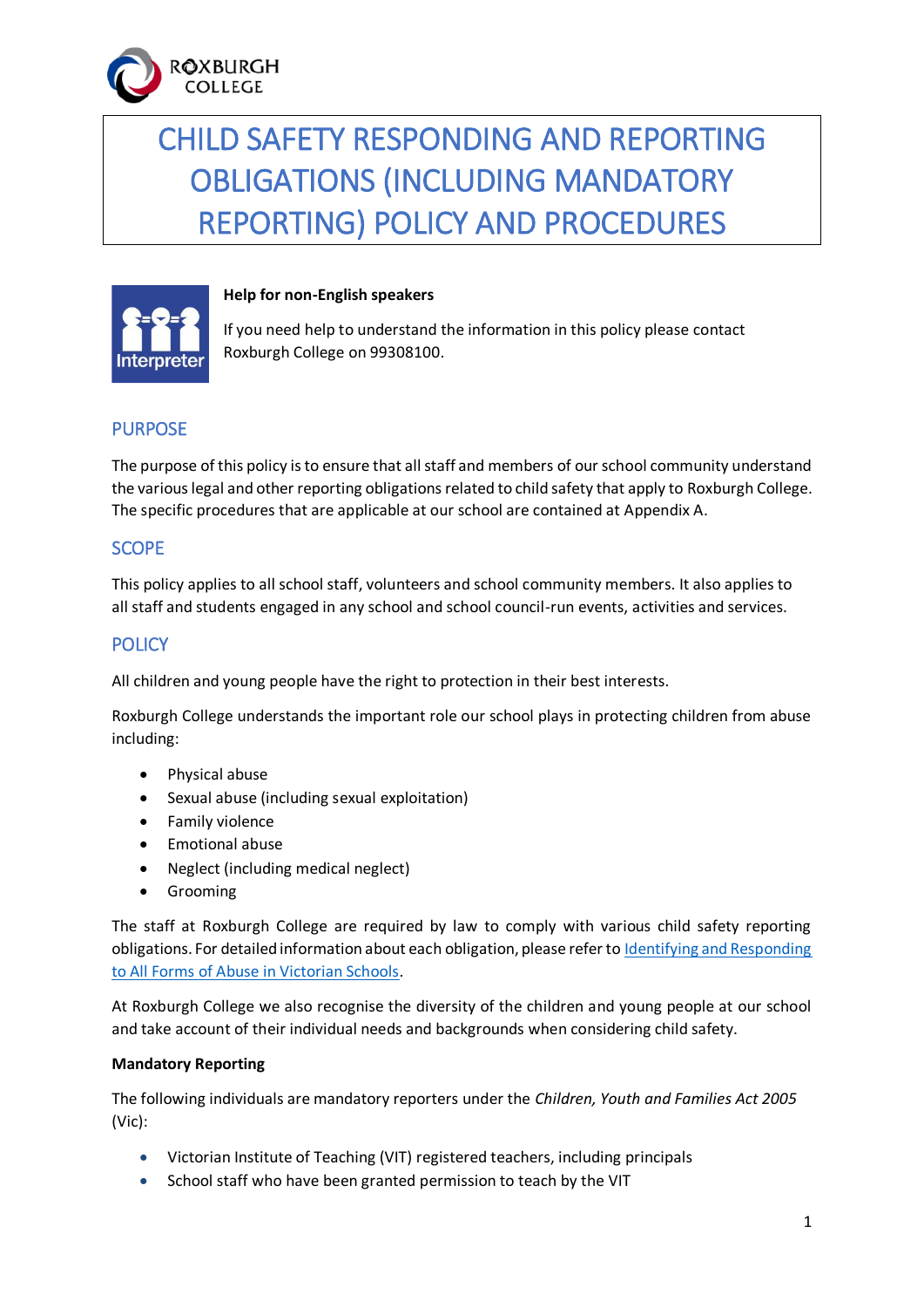# CHILD SAFETY RESPONDING AND REPORTING OBLIGATIONS (INCLUDING MANDATORY REPORTING) POLICY AND PROCEDURES

**Help for non-English speakers**

If you need help to understand the information in this policy please contact Roxburgh College on 99308100.

## PURPOSE

The purpose of this policy is to ensure that all staff and members of our school community understand the various legal and other reporting obligations related to child safety that apply to Roxburgh College. The specific procedures that are applicable at our school are contained at Appendix A.

## SCOPE

This policy applies to all school staff, volunteers and school community members. It also applies to all staff and students engaged in any school and school council-run events, activities and services.

## POLICY

All children and young people have the right to protection in their best interests.

Roxburgh College understands the important role our school plays in protecting children from abuse including:

- Physical abuse
- Sexual abuse (including sexual exploitation)
- Family violence
- Emotional abuse
- Neglect (including medical neglect)
- Grooming

The staff at Roxburgh College are required by law to comply with various child safety reporting obligations. For detailed information about each obligation, please refer to [Identifying and Responding to All Forms of Abuse in Victorian Schools](#).

At Roxburgh College we also recognise the diversity of the children and young people at our school and take account of their individual needs and backgrounds when considering child safety.

**Mandatory Reporting**

The following individuals are mandatory reporters under the *Children, Youth and Families Act 2005* (Vic):

- Victorian Institute of Teaching (VIT) registered teachers, including principals
- School staff who have been granted permission to teach by the VIT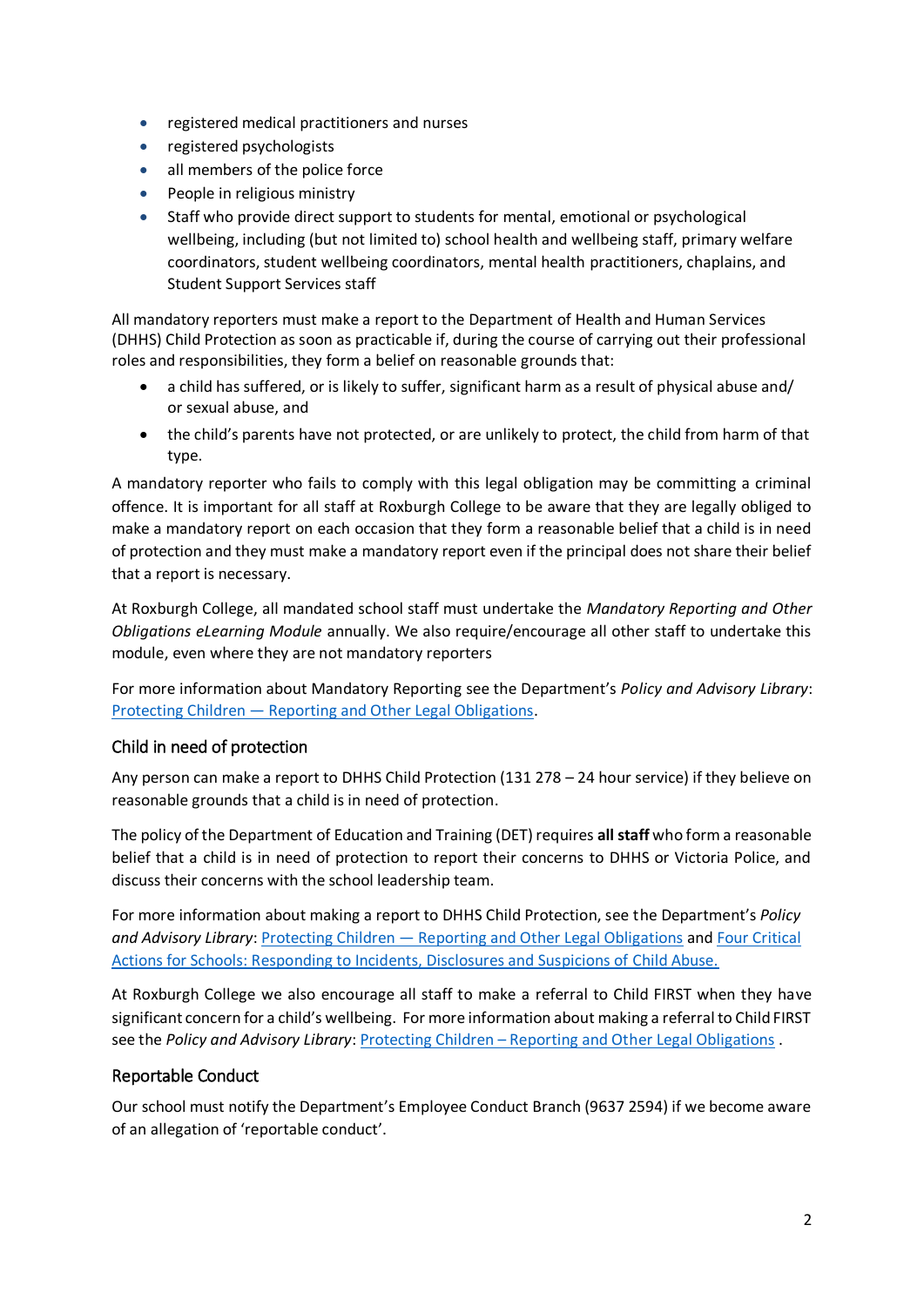- registered medical practitioners and nurses
- registered psychologists
- all members of the police force
- People in religious ministry
- Staff who provide direct support to students for mental, emotional or psychological wellbeing, including (but not limited to) school health and wellbeing staff, primary welfare coordinators, student wellbeing coordinators, mental health practitioners, chaplains, and Student Support Services staff

All mandatory reporters must make a report to the Department of Health and Human Services (DHHS) Child Protection as soon as practicable if, during the course of carrying out their professional roles and responsibilities, they form a belief on reasonable grounds that:

- a child has suffered, or is likely to suffer, significant harm as a result of physical abuse and/ or sexual abuse, and
- the child's parents have not protected, or are unlikely to protect, the child from harm of that type.

A mandatory reporter who fails to comply with this legal obligation may be committing a criminal offence. It is important for all staff at Roxburgh College to be aware that they are legally obliged to make a mandatory report on each occasion that they form a reasonable belief that a child is in need of protection and they must make a mandatory report even if the principal does not share their belief that a report is necessary.

At Roxburgh College, all mandated school staff must undertake the *Mandatory Reporting and Other Obligations eLearning Module* annually. We also require/encourage all other staff to undertake this module, even where they are not mandatory reporters

For more information about Mandatory Reporting see the Department's *Policy and Advisory Library*: [Protecting Children — Reporting and Other Legal Obligations](#).

## Child in need of protection

Any person can make a report to DHHS Child Protection (131 278 – 24 hour service) if they believe on reasonable grounds that a child is in need of protection.

The policy of the Department of Education and Training (DET) requires **all staff** who form a reasonable belief that a child is in need of protection to report their concerns to DHHS or Victoria Police, and discuss their concerns with the school leadership team.

For more information about making a report to DHHS Child Protection, see the Department's *Policy and Advisory Library*: [Protecting Children — Reporting and Other Legal Obligations](#) and [Four Critical Actions for Schools: Responding to Incidents, Disclosures and Suspicions of Child Abuse.](#)

At Roxburgh College we also encourage all staff to make a referral to Child FIRST when they have significant concern for a child's wellbeing. For more information about making a referral to Child FIRST see the *Policy and Advisory Library*: [Protecting Children – Reporting and Other Legal Obligations](#) .

## Reportable Conduct

Our school must notify the Department's Employee Conduct Branch (9637 2594) if we become aware of an allegation of 'reportable conduct'.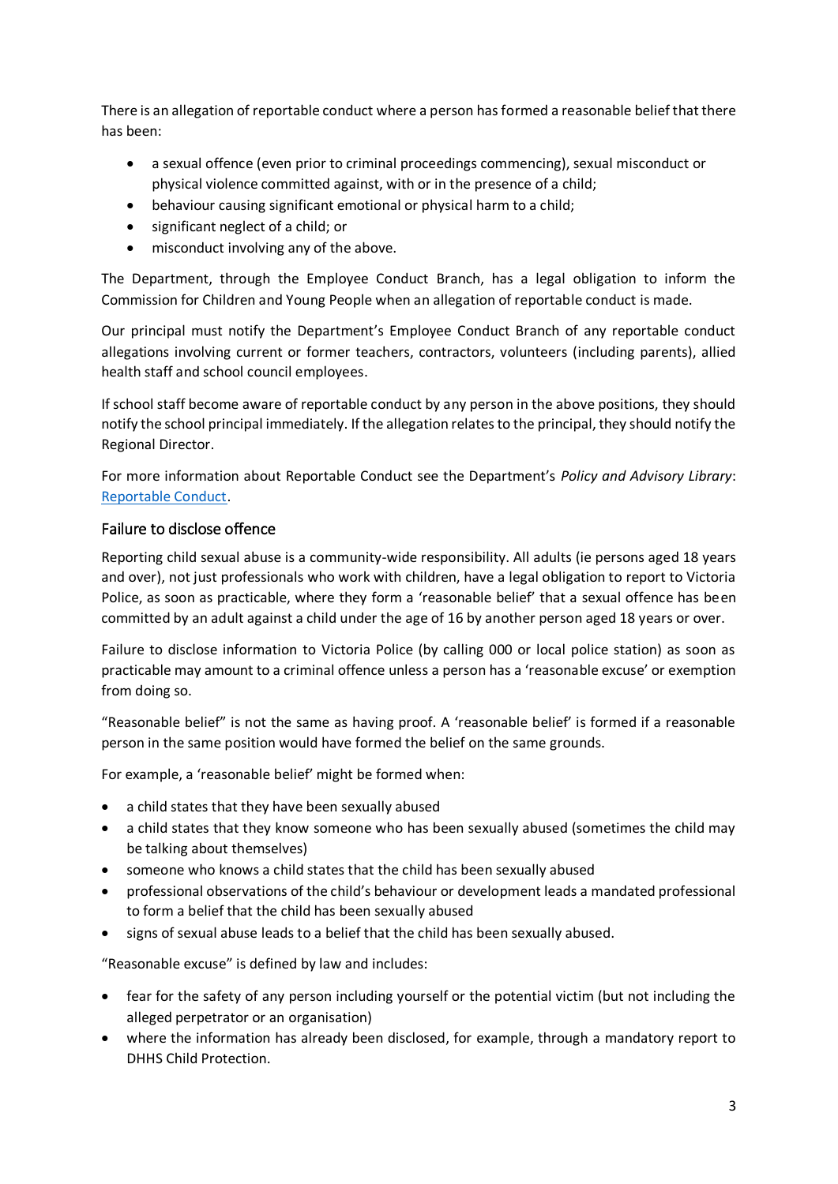There is an allegation of reportable conduct where a person has formed a reasonable belief that there has been:

- a sexual offence (even prior to criminal proceedings commencing), sexual misconduct or physical violence committed against, with or in the presence of a child;
- behaviour causing significant emotional or physical harm to a child;
- significant neglect of a child; or
- misconduct involving any of the above.

The Department, through the Employee Conduct Branch, has a legal obligation to inform the Commission for Children and Young People when an allegation of reportable conduct is made.

Our principal must notify the Department's Employee Conduct Branch of any reportable conduct allegations involving current or former teachers, contractors, volunteers (including parents), allied health staff and school council employees.

If school staff become aware of reportable conduct by any person in the above positions, they should notify the school principal immediately. If the allegation relates to the principal, they should notify the Regional Director.

For more information about Reportable Conduct see the Department's *Policy and Advisory Library*: [Reportable Conduct](Reportable Conduct).

## Failure to disclose offence

Reporting child sexual abuse is a community-wide responsibility. All adults (ie persons aged 18 years and over), not just professionals who work with children, have a legal obligation to report to Victoria Police, as soon as practicable, where they form a 'reasonable belief' that a sexual offence has been committed by an adult against a child under the age of 16 by another person aged 18 years or over.

Failure to disclose information to Victoria Police (by calling 000 or local police station) as soon as practicable may amount to a criminal offence unless a person has a 'reasonable excuse' or exemption from doing so.

"Reasonable belief" is not the same as having proof. A 'reasonable belief' is formed if a reasonable person in the same position would have formed the belief on the same grounds.

For example, a 'reasonable belief' might be formed when:

- a child states that they have been sexually abused
- a child states that they know someone who has been sexually abused (sometimes the child may be talking about themselves)
- someone who knows a child states that the child has been sexually abused
- professional observations of the child's behaviour or development leads a mandated professional to form a belief that the child has been sexually abused
- signs of sexual abuse leads to a belief that the child has been sexually abused.

"Reasonable excuse" is defined by law and includes:

- fear for the safety of any person including yourself or the potential victim (but not including the alleged perpetrator or an organisation)
- where the information has already been disclosed, for example, through a mandatory report to DHHS Child Protection.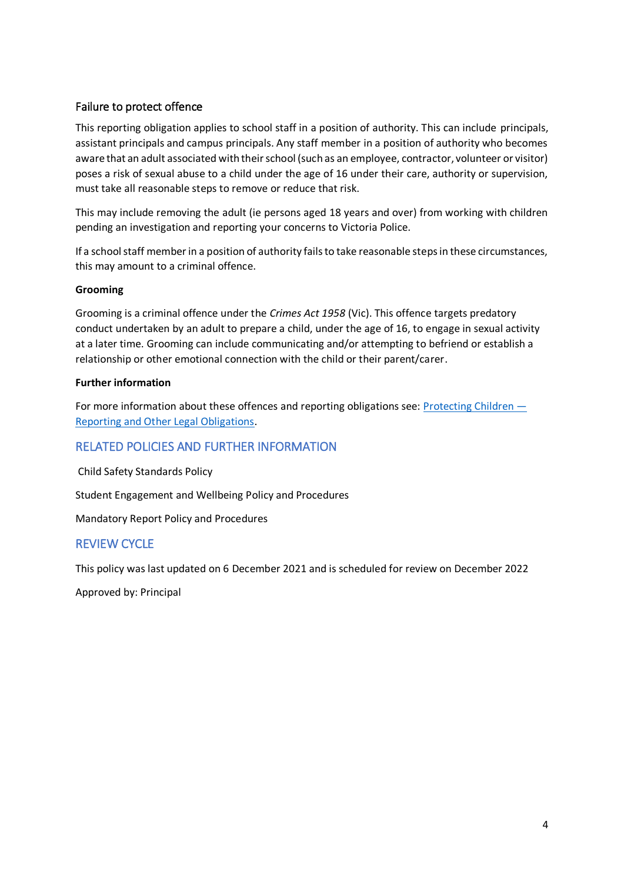### Failure to protect offence

This reporting obligation applies to school staff in a position of authority. This can include principals, assistant principals and campus principals. Any staff member in a position of authority who becomes aware that an adult associated with their school (such as an employee, contractor, volunteer or visitor) poses a risk of sexual abuse to a child under the age of 16 under their care, authority or supervision, must take all reasonable steps to remove or reduce that risk.

This may include removing the adult (ie persons aged 18 years and over) from working with children pending an investigation and reporting your concerns to Victoria Police.

If a school staff member in a position of authority fails to take reasonable steps in these circumstances, this may amount to a criminal offence.

**Grooming**

Grooming is a criminal offence under the *Crimes Act 1958* (Vic). This offence targets predatory conduct undertaken by an adult to prepare a child, under the age of 16, to engage in sexual activity at a later time. Grooming can include communicating and/or attempting to befriend or establish a relationship or other emotional connection with the child or their parent/carer.

**Further information**

For more information about these offences and reporting obligations see: Protecting Children — Reporting and Other Legal Obligations.

## RELATED POLICIES AND FURTHER INFORMATION

Child Safety Standards Policy

Student Engagement and Wellbeing Policy and Procedures

Mandatory Report Policy and Procedures

## REVIEW CYCLE

This policy was last updated on 6 December 2021 and is scheduled for review on December 2022

Approved by: Principal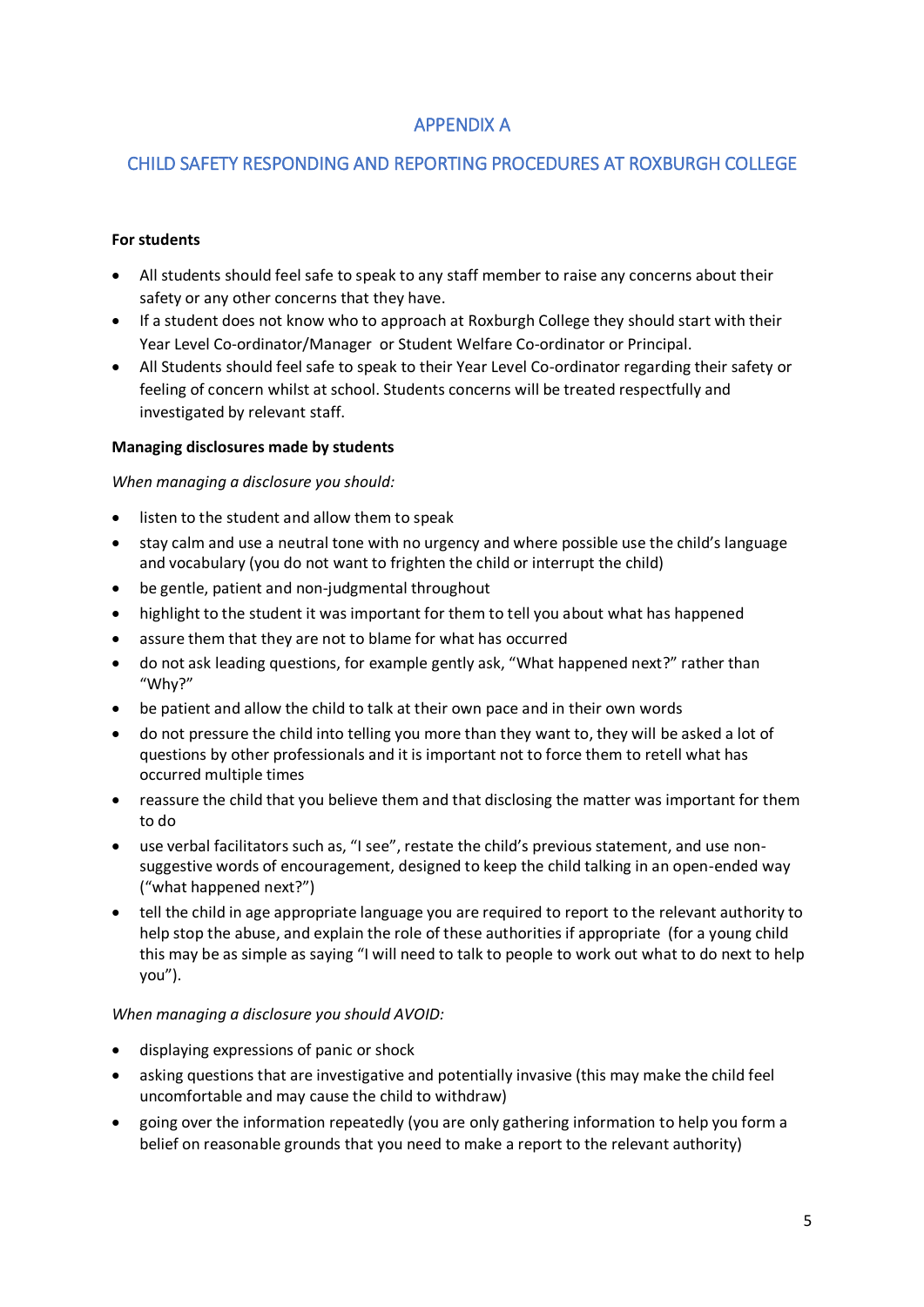## APPENDIX A

## CHILD SAFETY RESPONDING AND REPORTING PROCEDURES AT ROXBURGH COLLEGE

**For students**

- All students should feel safe to speak to any staff member to raise any concerns about their safety or any other concerns that they have.
- If a student does not know who to approach at Roxburgh College they should start with their Year Level Co-ordinator/Manager or Student Welfare Co-ordinator or Principal.
- All Students should feel safe to speak to their Year Level Co-ordinator regarding their safety or feeling of concern whilst at school. Students concerns will be treated respectfully and investigated by relevant staff.

**Managing disclosures made by students**

*When managing a disclosure you should:*

- listen to the student and allow them to speak
- stay calm and use a neutral tone with no urgency and where possible use the child's language and vocabulary (you do not want to frighten the child or interrupt the child)
- be gentle, patient and non-judgmental throughout
- highlight to the student it was important for them to tell you about what has happened
- assure them that they are not to blame for what has occurred
- do not ask leading questions, for example gently ask, "What happened next?" rather than "Why?"
- be patient and allow the child to talk at their own pace and in their own words
- do not pressure the child into telling you more than they want to, they will be asked a lot of questions by other professionals and it is important not to force them to retell what has occurred multiple times
- reassure the child that you believe them and that disclosing the matter was important for them to do
- use verbal facilitators such as, "I see", restate the child's previous statement, and use non-suggestive words of encouragement, designed to keep the child talking in an open-ended way ("what happened next?")
- tell the child in age appropriate language you are required to report to the relevant authority to help stop the abuse, and explain the role of these authorities if appropriate (for a young child this may be as simple as saying "I will need to talk to people to work out what to do next to help you").

*When managing a disclosure you should AVOID:*

- displaying expressions of panic or shock
- asking questions that are investigative and potentially invasive (this may make the child feel uncomfortable and may cause the child to withdraw)
- going over the information repeatedly (you are only gathering information to help you form a belief on reasonable grounds that you need to make a report to the relevant authority)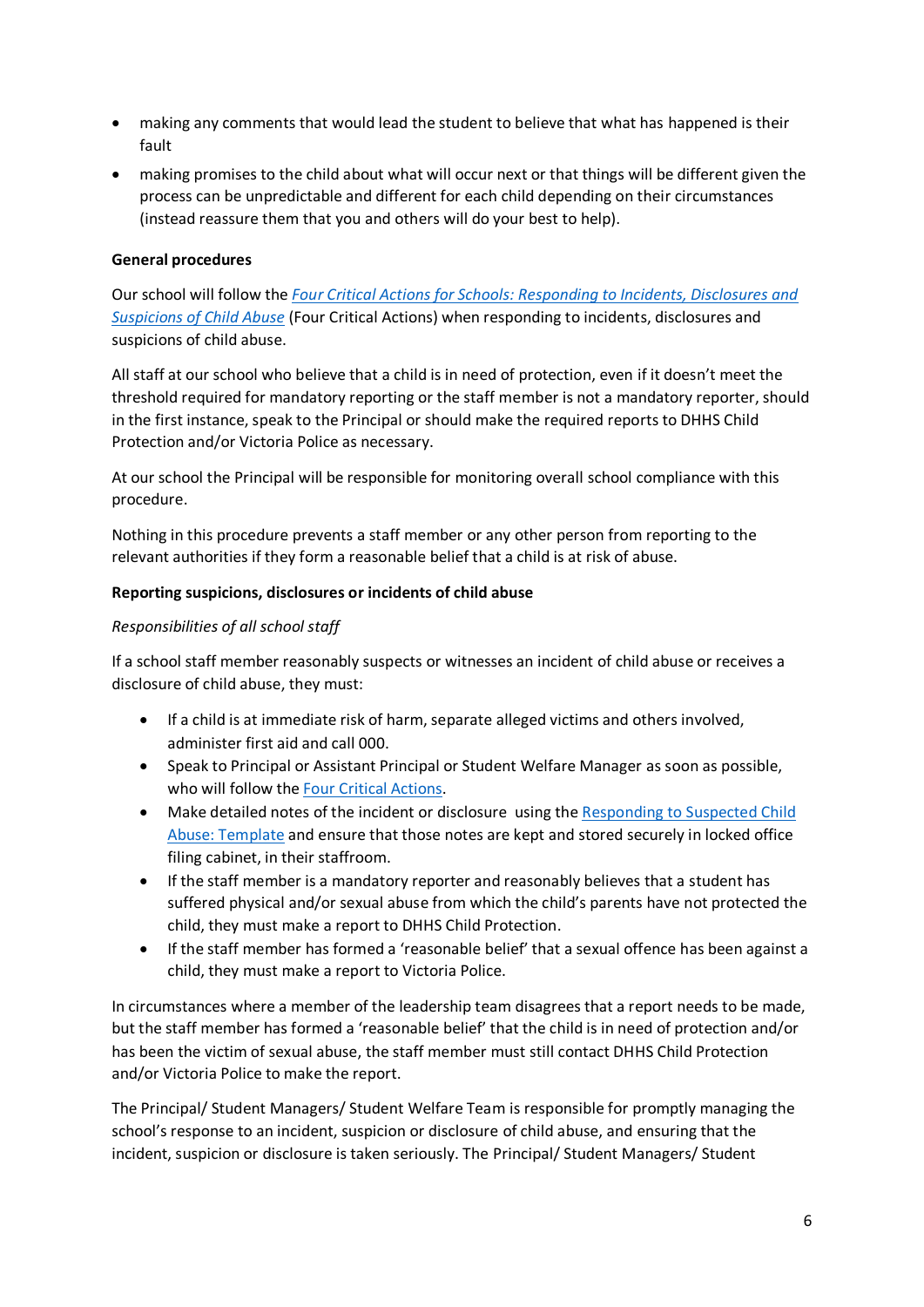- making any comments that would lead the student to believe that what has happened is their fault
- making promises to the child about what will occur next or that things will be different given the process can be unpredictable and different for each child depending on their circumstances (instead reassure them that you and others will do your best to help).

**General procedures**

Our school will follow the *Four Critical Actions for Schools: Responding to Incidents, Disclosures and Suspicions of Child Abuse* (Four Critical Actions) when responding to incidents, disclosures and suspicions of child abuse.

All staff at our school who believe that a child is in need of protection, even if it doesn't meet the threshold required for mandatory reporting or the staff member is not a mandatory reporter, should in the first instance, speak to the Principal or should make the required reports to DHHS Child Protection and/or Victoria Police as necessary.

At our school the Principal will be responsible for monitoring overall school compliance with this procedure.

Nothing in this procedure prevents a staff member or any other person from reporting to the relevant authorities if they form a reasonable belief that a child is at risk of abuse.

**Reporting suspicions, disclosures or incidents of child abuse**

*Responsibilities of all school staff*

If a school staff member reasonably suspects or witnesses an incident of child abuse or receives a disclosure of child abuse, they must:

- If a child is at immediate risk of harm, separate alleged victims and others involved, administer first aid and call 000.
- Speak to Principal or Assistant Principal or Student Welfare Manager as soon as possible, who will follow the Four Critical Actions.
- Make detailed notes of the incident or disclosure using the Responding to Suspected Child Abuse: Template and ensure that those notes are kept and stored securely in locked office filing cabinet, in their staffroom.
- If the staff member is a mandatory reporter and reasonably believes that a student has suffered physical and/or sexual abuse from which the child's parents have not protected the child, they must make a report to DHHS Child Protection.
- If the staff member has formed a 'reasonable belief' that a sexual offence has been against a child, they must make a report to Victoria Police.

In circumstances where a member of the leadership team disagrees that a report needs to be made, but the staff member has formed a 'reasonable belief' that the child is in need of protection and/or has been the victim of sexual abuse, the staff member must still contact DHHS Child Protection and/or Victoria Police to make the report.

The Principal/ Student Managers/ Student Welfare Team is responsible for promptly managing the school's response to an incident, suspicion or disclosure of child abuse, and ensuring that the incident, suspicion or disclosure is taken seriously. The Principal/ Student Managers/ Student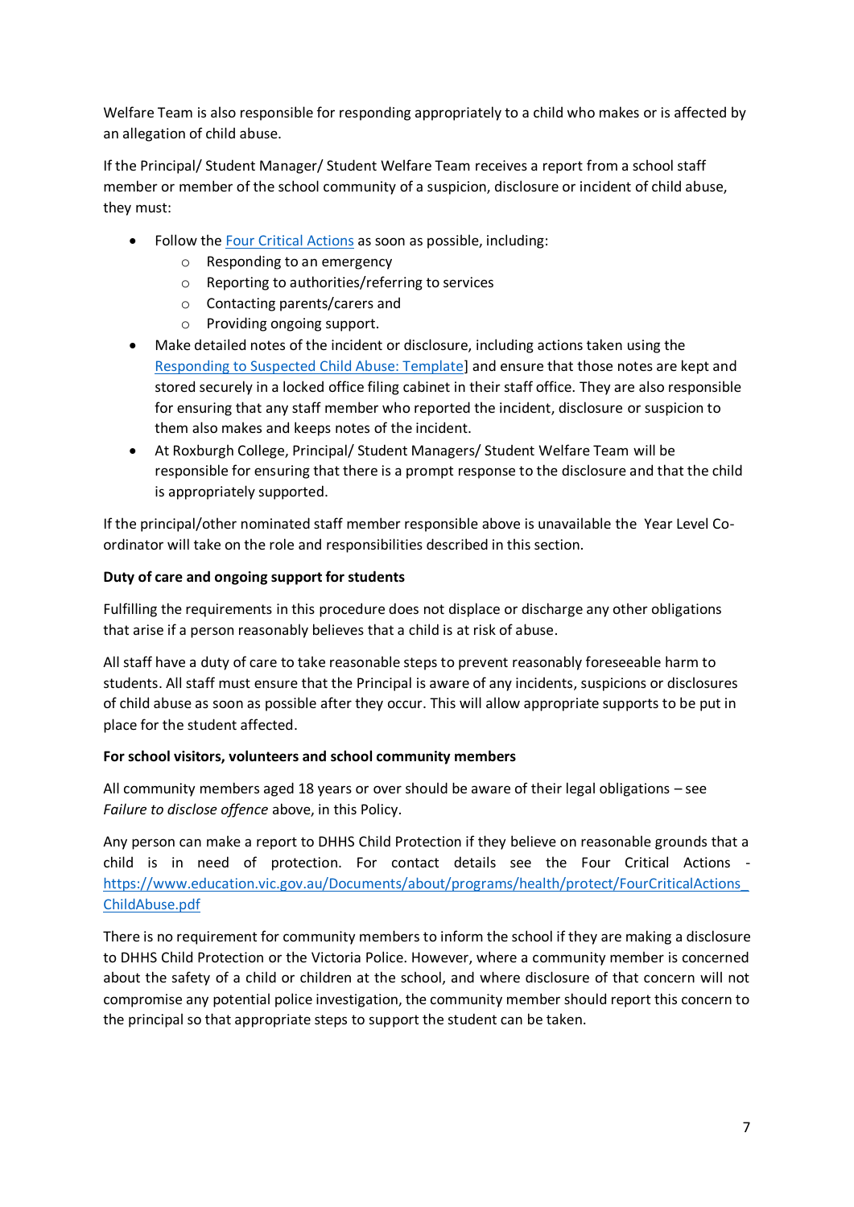Welfare Team is also responsible for responding appropriately to a child who makes or is affected by an allegation of child abuse.

If the Principal/ Student Manager/ Student Welfare Team receives a report from a school staff member or member of the school community of a suspicion, disclosure or incident of child abuse, they must:

- Follow the [Four Critical Actions](https://www.education.vic.gov.au/Documents/about/programs/health/protect/FourCriticalActions_ChildAbuse.pdf) as soon as possible, including:
  - Responding to an emergency
  - Reporting to authorities/referring to services
  - Contacting parents/carers and
  - Providing ongoing support.
- Make detailed notes of the incident or disclosure, including actions taken using the Responding to Suspected Child Abuse: Template] and ensure that those notes are kept and stored securely in a locked office filing cabinet in their staff office. They are also responsible for ensuring that any staff member who reported the incident, disclosure or suspicion to them also makes and keeps notes of the incident.
- At Roxburgh College, Principal/ Student Managers/ Student Welfare Team will be responsible for ensuring that there is a prompt response to the disclosure and that the child is appropriately supported.

If the principal/other nominated staff member responsible above is unavailable the Year Level Co-ordinator will take on the role and responsibilities described in this section.

**Duty of care and ongoing support for students**

Fulfilling the requirements in this procedure does not displace or discharge any other obligations that arise if a person reasonably believes that a child is at risk of abuse.

All staff have a duty of care to take reasonable steps to prevent reasonably foreseeable harm to students. All staff must ensure that the Principal is aware of any incidents, suspicions or disclosures of child abuse as soon as possible after they occur. This will allow appropriate supports to be put in place for the student affected.

**For school visitors, volunteers and school community members**

All community members aged 18 years or over should be aware of their legal obligations – see *Failure to disclose offence* above, in this Policy.

Any person can make a report to DHHS Child Protection if they believe on reasonable grounds that a child is in need of protection. For contact details see the Four Critical Actions - https://www.education.vic.gov.au/Documents/about/programs/health/protect/FourCriticalActions_ChildAbuse.pdf

There is no requirement for community members to inform the school if they are making a disclosure to DHHS Child Protection or the Victoria Police. However, where a community member is concerned about the safety of a child or children at the school, and where disclosure of that concern will not compromise any potential police investigation, the community member should report this concern to the principal so that appropriate steps to support the student can be taken.